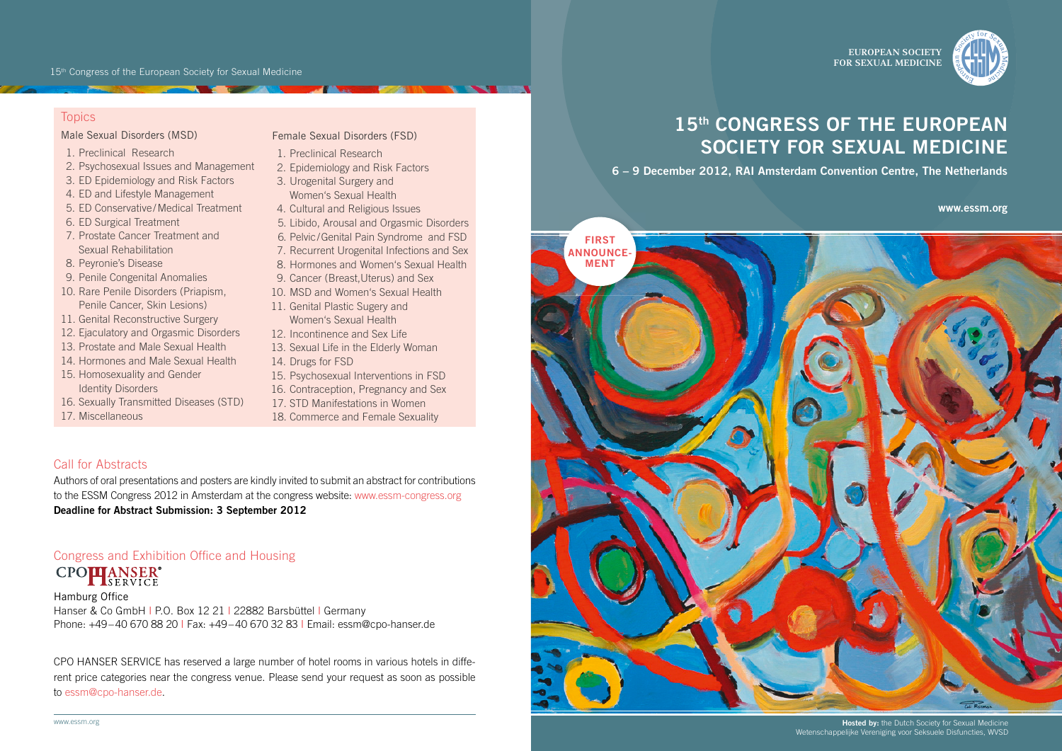# 15th CONGRESS OF THE EUROPEAN SOCIETY FOR SEXUAL MEDICINE

EUROPEAN SOCIETY FOR SEXUAL MEDICINE

**6 – 9 December 2012, RAI Amsterdam Convention Centre, The Netherlands**

**www.essm.org**

**FIRST ANNOUNCEMENT**

**Hosted by:** the Dutch Society for Sexual Medicine
Wetenschappelijke Vereniging voor Seksuele Disfuncties, WVSD

## Topics

### Male Sexual Disorders (MSD)

1. Preclinical Research
2. Psychosexual Issues and Management
3. ED Epidemiology and Risk Factors
4. ED and Lifestyle Management
5. ED Conservative/Medical Treatment
6. ED Surgical Treatment
7. Prostate Cancer Treatment and Sexual Rehabilitation
8. Peyronie's Disease
9. Penile Congenital Anomalies
10. Rare Penile Disorders (Priapism, Penile Cancer, Skin Lesions)
11. Genital Reconstructive Surgery
12. Ejaculatory and Orgasmic Disorders
13. Prostate and Male Sexual Health
14. Hormones and Male Sexual Health
15. Homosexuality and Gender Identity Disorders
16. Sexually Transmitted Diseases (STD)
17. Miscellaneous

### Female Sexual Disorders (FSD)

1. Preclinical Research
2. Epidemiology and Risk Factors
3. Urogenital Surgery and Women's Sexual Health
4. Cultural and Religious Issues
5. Libido, Arousal and Orgasmic Disorders
6. Pelvic/Genital Pain Syndrome and FSD
7. Recurrent Urogenital Infections and Sex
8. Hormones and Women's Sexual Health
9. Cancer (Breast,Uterus) and Sex
10. MSD and Women's Sexual Health
11. Genital Plastic Sugery and Women's Sexual Health
12. Incontinence and Sex Life
13. Sexual Life in the Elderly Woman
14. Drugs for FSD
15. Psychosexual Interventions in FSD
16. Contraception, Pregnancy and Sex
17. STD Manifestations in Women
18. Commerce and Female Sexuality

## Call for Abstracts

Authors of oral presentations and posters are kindly invited to submit an abstract for contributions to the ESSM Congress 2012 in Amsterdam at the congress website: www.essm-congress.org
**Deadline for Abstract Submission: 3 September 2012**

## Congress and Exhibition Office and Housing

CPO HANSER® SERVICE

Hamburg Office
Hanser & Co GmbH | P.O. Box 12 21 | 22882 Barsbüttel | Germany
Phone: +49 – 40 670 88 20 | Fax: +49 – 40 670 32 83 | Email: essm@cpo-hanser.de

CPO HANSER SERVICE has reserved a large number of hotel rooms in various hotels in different price categories near the congress venue. Please send your request as soon as possible to essm@cpo-hanser.de.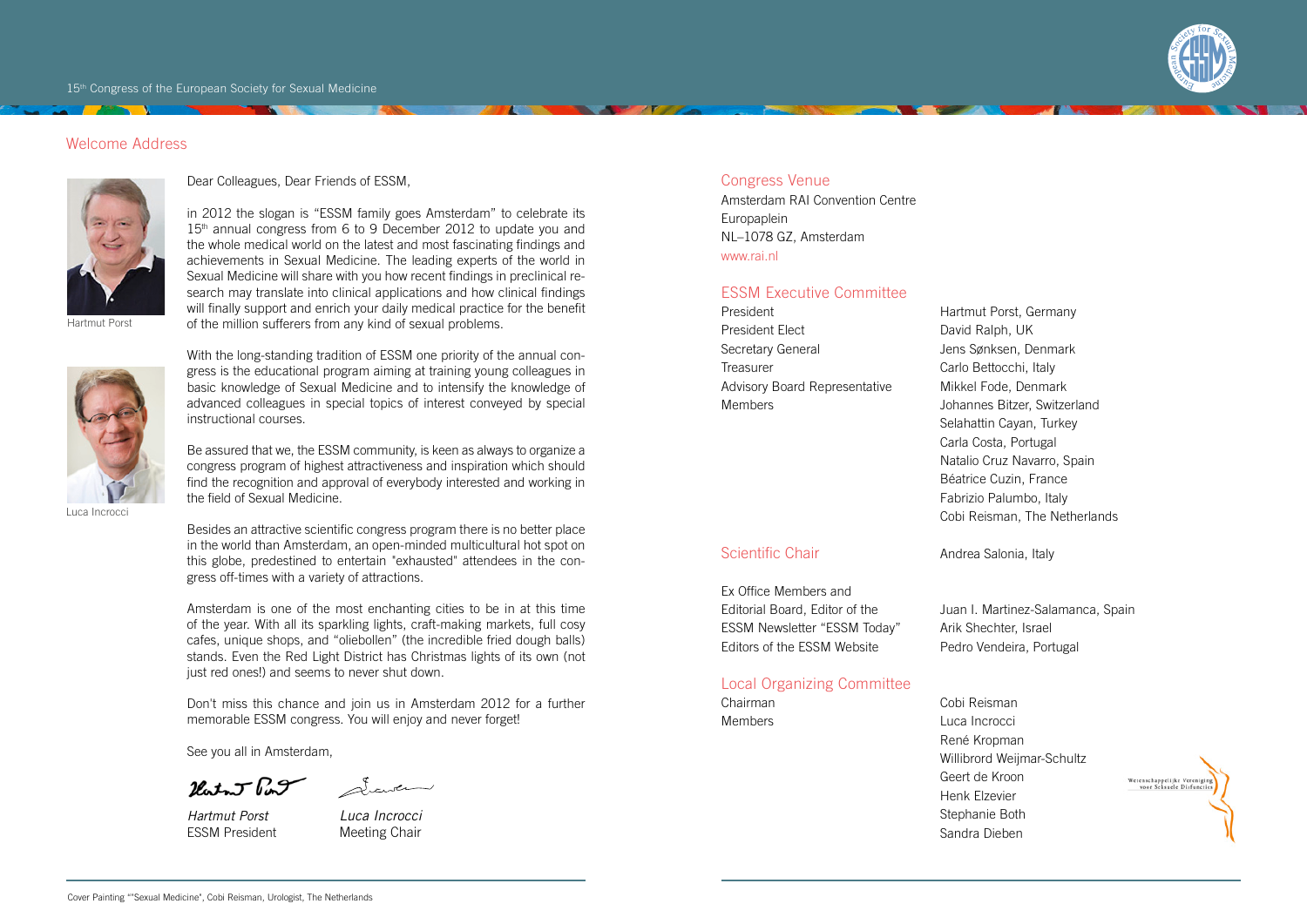## Welcome Address

Dear Colleagues, Dear Friends of ESSM,

in 2012 the slogan is "ESSM family goes Amsterdam" to celebrate its 15th annual congress from 6 to 9 December 2012 to update you and the whole medical world on the latest and most fascinating findings and achievements in Sexual Medicine. The leading experts of the world in Sexual Medicine will share with you how recent findings in preclinical research may translate into clinical applications and how clinical findings will finally support and enrich your daily medical practice for the benefit of the million sufferers from any kind of sexual problems.

With the long-standing tradition of ESSM one priority of the annual congress is the educational program aiming at training young colleagues in basic knowledge of Sexual Medicine and to intensify the knowledge of advanced colleagues in special topics of interest conveyed by special instructional courses.

Be assured that we, the ESSM community, is keen as always to organize a congress program of highest attractiveness and inspiration which should find the recognition and approval of everybody interested and working in the field of Sexual Medicine.

Besides an attractive scientific congress program there is no better place in the world than Amsterdam, an open-minded multicultural hot spot on this globe, predestined to entertain "exhausted" attendees in the congress off-times with a variety of attractions.

Amsterdam is one of the most enchanting cities to be in at this time of the year. With all its sparkling lights, craft-making markets, full cosy cafes, unique shops, and "oliebollen" (the incredible fried dough balls) stands. Even the Red Light District has Christmas lights of its own (not just red ones!) and seems to never shut down.

Don't miss this chance and join us in Amsterdam 2012 for a further memorable ESSM congress. You will enjoy and never forget!

See you all in Amsterdam,

*Hartmut Porst*
ESSM President

*Luca Incrocci*
Meeting Chair

Hartmut Porst

Luca Incrocci

## Congress Venue

Amsterdam RAI Convention Centre
Europaplein
NL–1078 GZ, Amsterdam
www.rai.nl

## ESSM Executive Committee

| | |
|---|---|
| President | Hartmut Porst, Germany |
| President Elect | David Ralph, UK |
| Secretary General | Jens Sønksen, Denmark |
| Treasurer | Carlo Bettocchi, Italy |
| Advisory Board Representative | Mikkel Fode, Denmark |
| Members | Johannes Bitzer, Switzerland |
| | Selahattin Cayan, Turkey |
| | Carla Costa, Portugal |
| | Natalio Cruz Navarro, Spain |
| | Béatrice Cuzin, France |
| | Fabrizio Palumbo, Italy |
| | Cobi Reisman, The Netherlands |

## Scientific Chair

Andrea Salonia, Italy

| | |
|---|---|
| Ex Office Members and Editorial Board, Editor of the ESSM Newsletter "ESSM Today" | Juan I. Martinez-Salamanca, Spain |
| | Arik Shechter, Israel |
| Editors of the ESSM Website | Pedro Vendeira, Portugal |

## Local Organizing Committee

| | |
|---|---|
| Chairman | Cobi Reisman |
| Members | Luca Incrocci |
| | René Kropman |
| | Willibrord Weijmar-Schultz |
| | Geert de Kroon |
| | Henk Elzevier |
| | Stephanie Both |
| | Sandra Dieben |

Wetenschappelijke Vereniging voor Seksuele Disfuncties

Cover Painting ""Sexual Medicine", Cobi Reisman, Urologist, The Netherlands